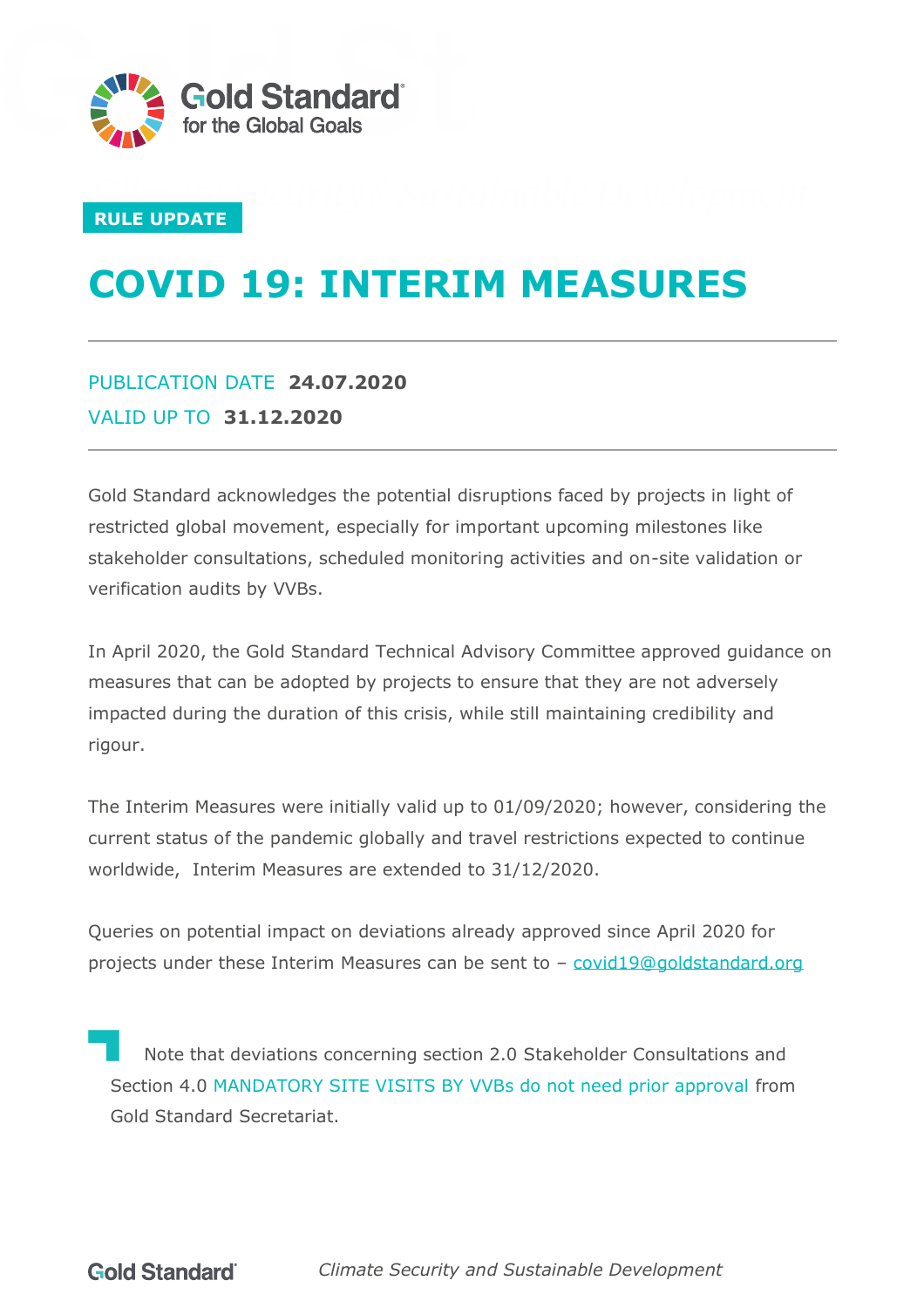Gold Standard for the Global Goals

RULE UPDATE

# COVID 19: INTERIM MEASURES

PUBLICATION DATE **24.07.2020**

VALID UP TO **31.12.2020**

Gold Standard acknowledges the potential disruptions faced by projects in light of restricted global movement, especially for important upcoming milestones like stakeholder consultations, scheduled monitoring activities and on-site validation or verification audits by VVBs.

In April 2020, the Gold Standard Technical Advisory Committee approved guidance on measures that can be adopted by projects to ensure that they are not adversely impacted during the duration of this crisis, while still maintaining credibility and rigour.

The Interim Measures were initially valid up to 01/09/2020; however, considering the current status of the pandemic globally and travel restrictions expected to continue worldwide, Interim Measures are extended to 31/12/2020.

Queries on potential impact on deviations already approved since April 2020 for projects under these Interim Measures can be sent to – covid19@goldstandard.org

> Note that deviations concerning section 2.0 Stakeholder Consultations and Section 4.0 MANDATORY SITE VISITS BY VVBs do not need prior approval from Gold Standard Secretariat.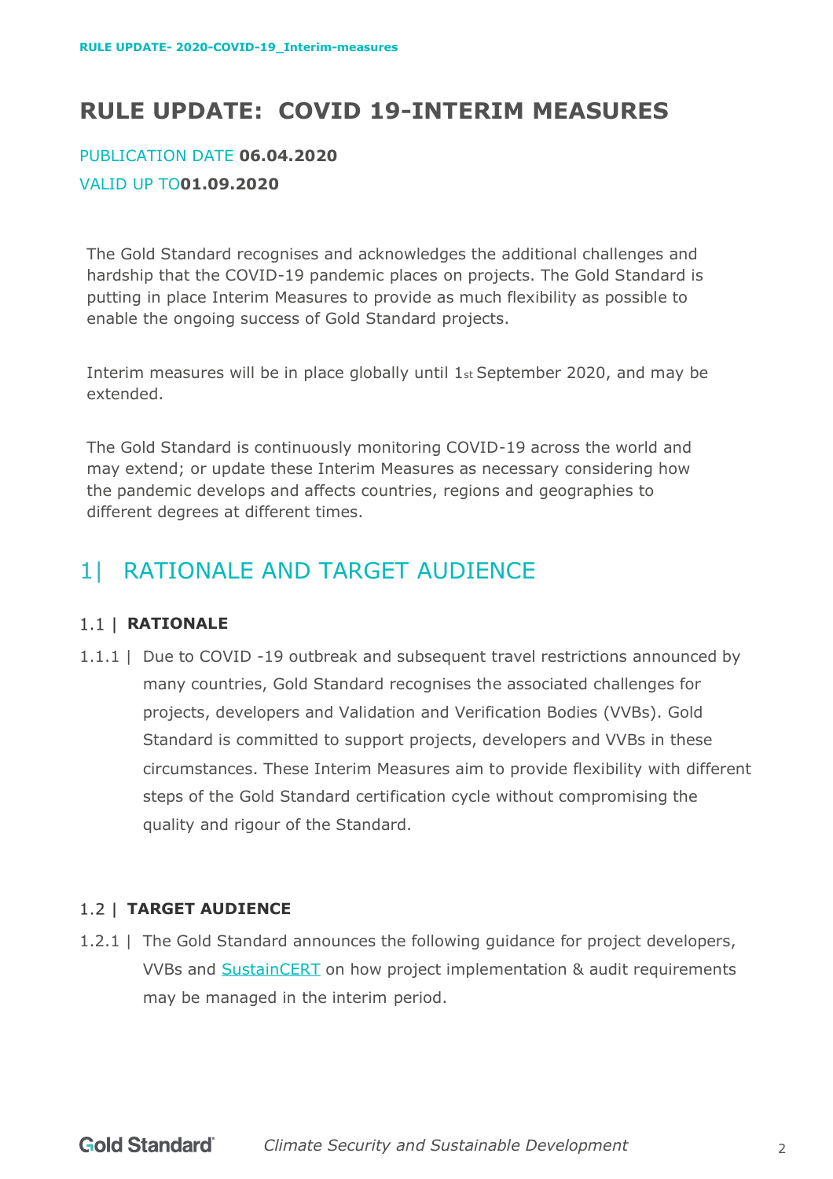# RULE UPDATE: COVID 19-INTERIM MEASURES

PUBLICATION DATE **06.04.2020**

VALID UP TO**01.09.2020**

The Gold Standard recognises and acknowledges the additional challenges and hardship that the COVID-19 pandemic places on projects. The Gold Standard is putting in place Interim Measures to provide as much flexibility as possible to enable the ongoing success of Gold Standard projects.

Interim measures will be in place globally until 1st September 2020, and may be extended.

The Gold Standard is continuously monitoring COVID-19 across the world and may extend; or update these Interim Measures as necessary considering how the pandemic develops and affects countries, regions and geographies to different degrees at different times.

## 1| RATIONALE AND TARGET AUDIENCE

### 1.1 | RATIONALE

1.1.1 | Due to COVID -19 outbreak and subsequent travel restrictions announced by many countries, Gold Standard recognises the associated challenges for projects, developers and Validation and Verification Bodies (VVBs). Gold Standard is committed to support projects, developers and VVBs in these circumstances. These Interim Measures aim to provide flexibility with different steps of the Gold Standard certification cycle without compromising the quality and rigour of the Standard.

### 1.2 | TARGET AUDIENCE

1.2.1 | The Gold Standard announces the following guidance for project developers, VVBs and SustainCERT on how project implementation & audit requirements may be managed in the interim period.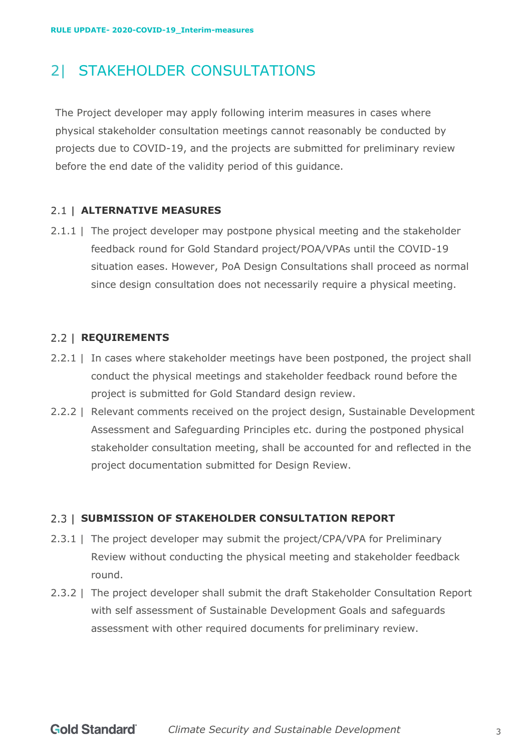# 2| STAKEHOLDER CONSULTATIONS

The Project developer may apply following interim measures in cases where physical stakeholder consultation meetings cannot reasonably be conducted by projects due to COVID-19, and the projects are submitted for preliminary review before the end date of the validity period of this guidance.

## 2.1 | ALTERNATIVE MEASURES

2.1.1 | The project developer may postpone physical meeting and the stakeholder feedback round for Gold Standard project/POA/VPAs until the COVID-19 situation eases. However, PoA Design Consultations shall proceed as normal since design consultation does not necessarily require a physical meeting.

## 2.2 | REQUIREMENTS

2.2.1 | In cases where stakeholder meetings have been postponed, the project shall conduct the physical meetings and stakeholder feedback round before the project is submitted for Gold Standard design review.

2.2.2 | Relevant comments received on the project design, Sustainable Development Assessment and Safeguarding Principles etc. during the postponed physical stakeholder consultation meeting, shall be accounted for and reflected in the project documentation submitted for Design Review.

## 2.3 | SUBMISSION OF STAKEHOLDER CONSULTATION REPORT

2.3.1 | The project developer may submit the project/CPA/VPA for Preliminary Review without conducting the physical meeting and stakeholder feedback round.

2.3.2 | The project developer shall submit the draft Stakeholder Consultation Report with self assessment of Sustainable Development Goals and safeguards assessment with other required documents for preliminary review.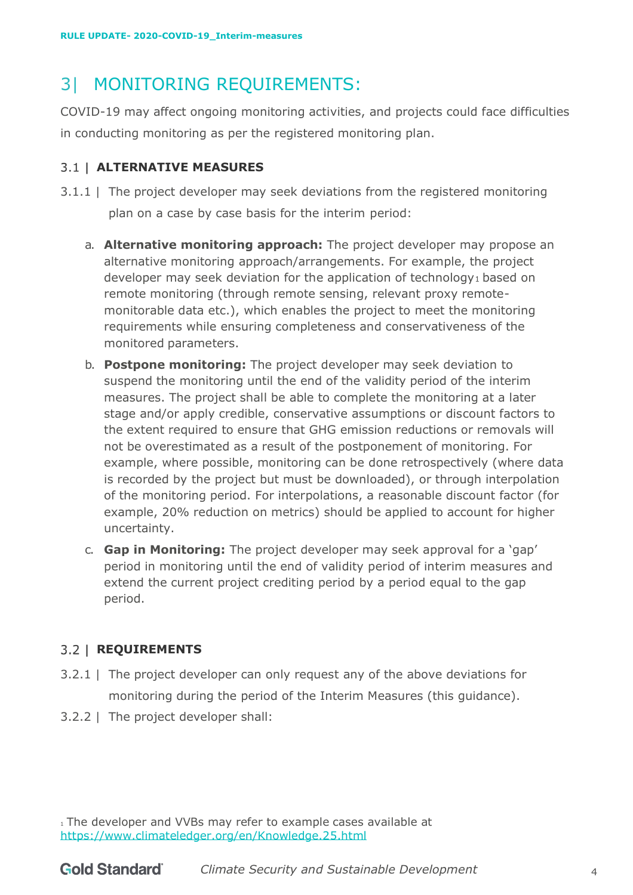## 3| MONITORING REQUIREMENTS:

COVID-19 may affect ongoing monitoring activities, and projects could face difficulties in conducting monitoring as per the registered monitoring plan.

### 3.1 | ALTERNATIVE MEASURES

3.1.1 | The project developer may seek deviations from the registered monitoring plan on a case by case basis for the interim period:

a. **Alternative monitoring approach:** The project developer may propose an alternative monitoring approach/arrangements. For example, the project developer may seek deviation for the application of technology[1] based on remote monitoring (through remote sensing, relevant proxy remote-monitorable data etc.), which enables the project to meet the monitoring requirements while ensuring completeness and conservativeness of the monitored parameters.

b. **Postpone monitoring:** The project developer may seek deviation to suspend the monitoring until the end of the validity period of the interim measures. The project shall be able to complete the monitoring at a later stage and/or apply credible, conservative assumptions or discount factors to the extent required to ensure that GHG emission reductions or removals will not be overestimated as a result of the postponement of monitoring. For example, where possible, monitoring can be done retrospectively (where data is recorded by the project but must be downloaded), or through interpolation of the monitoring period. For interpolations, a reasonable discount factor (for example, 20% reduction on metrics) should be applied to account for higher uncertainty.

c. **Gap in Monitoring:** The project developer may seek approval for a 'gap' period in monitoring until the end of validity period of interim measures and extend the current project crediting period by a period equal to the gap period.

### 3.2 | REQUIREMENTS

3.2.1 | The project developer can only request any of the above deviations for monitoring during the period of the Interim Measures (this guidance).

3.2.2 | The project developer shall:

[1] The developer and VVBs may refer to example cases available at https://www.climateledger.org/en/Knowledge.25.html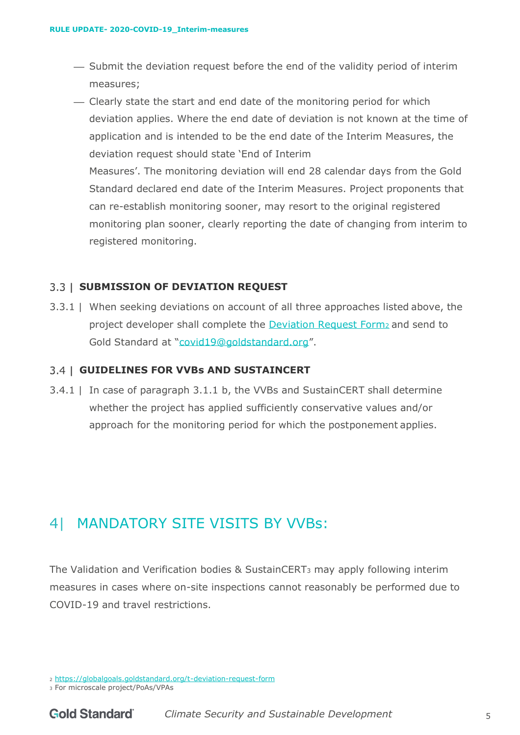- Submit the deviation request before the end of the validity period of interim measures;
- Clearly state the start and end date of the monitoring period for which deviation applies. Where the end date of deviation is not known at the time of application and is intended to be the end date of the Interim Measures, the deviation request should state 'End of Interim Measures'. The monitoring deviation will end 28 calendar days from the Gold Standard declared end date of the Interim Measures. Project proponents that can re-establish monitoring sooner, may resort to the original registered monitoring plan sooner, clearly reporting the date of changing from interim to registered monitoring.

### 3.3 | SUBMISSION OF DEVIATION REQUEST

3.3.1 | When seeking deviations on account of all three approaches listed above, the project developer shall complete the [Deviation Request Form](https://globalgoals.goldstandard.org/t-deviation-request-form)[2] and send to Gold Standard at "[covid19@goldstandard.org](mailto:covid19@goldstandard.org)".

### 3.4 | GUIDELINES FOR VVBs AND SUSTAINCERT

3.4.1 | In case of paragraph 3.1.1 b, the VVBs and SustainCERT shall determine whether the project has applied sufficiently conservative values and/or approach for the monitoring period for which the postponement applies.

## 4| MANDATORY SITE VISITS BY VVBs:

The Validation and Verification bodies & SustainCERT[3] may apply following interim measures in cases where on-site inspections cannot reasonably be performed due to COVID-19 and travel restrictions.

[2] https://globalgoals.goldstandard.org/t-deviation-request-form

[3] For microscale project/PoAs/VPAs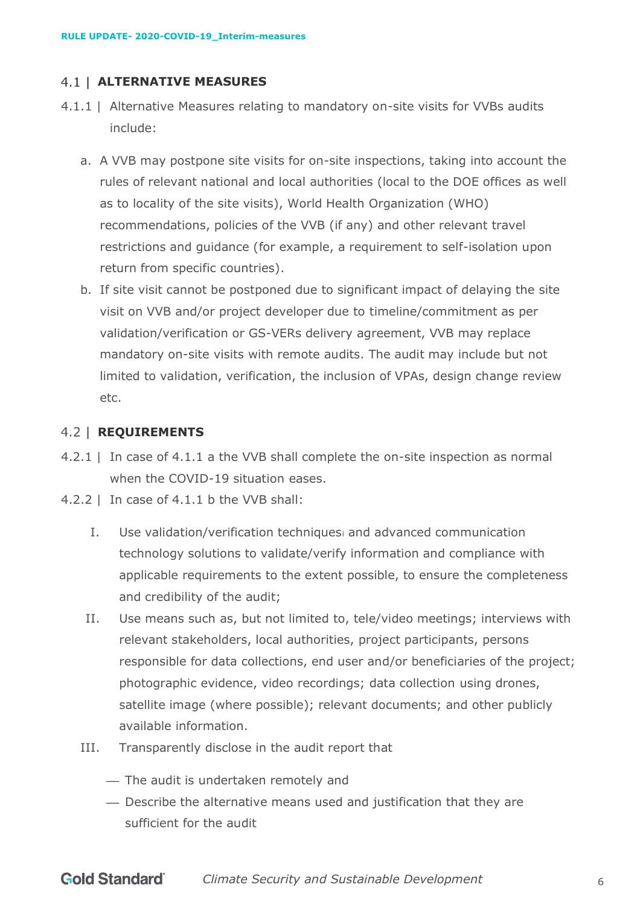## 4.1 | ALTERNATIVE MEASURES

4.1.1 | Alternative Measures relating to mandatory on-site visits for VVBs audits include:

a. A VVB may postpone site visits for on-site inspections, taking into account the rules of relevant national and local authorities (local to the DOE offices as well as to locality of the site visits), World Health Organization (WHO) recommendations, policies of the VVB (if any) and other relevant travel restrictions and guidance (for example, a requirement to self-isolation upon return from specific countries).

b. If site visit cannot be postponed due to significant impact of delaying the site visit on VVB and/or project developer due to timeline/commitment as per validation/verification or GS-VERs delivery agreement, VVB may replace mandatory on-site visits with remote audits. The audit may include but not limited to validation, verification, the inclusion of VPAs, design change review etc.

## 4.2 | REQUIREMENTS

4.2.1 | In case of 4.1.1 a the VVB shall complete the on-site inspection as normal when the COVID-19 situation eases.

4.2.2 | In case of 4.1.1 b the VVB shall:

I. Use validation/verification techniques[i] and advanced communication technology solutions to validate/verify information and compliance with applicable requirements to the extent possible, to ensure the completeness and credibility of the audit;

II. Use means such as, but not limited to, tele/video meetings; interviews with relevant stakeholders, local authorities, project participants, persons responsible for data collections, end user and/or beneficiaries of the project; photographic evidence, video recordings; data collection using drones, satellite image (where possible); relevant documents; and other publicly available information.

III. Transparently disclose in the audit report that

- The audit is undertaken remotely and
- Describe the alternative means used and justification that they are sufficient for the audit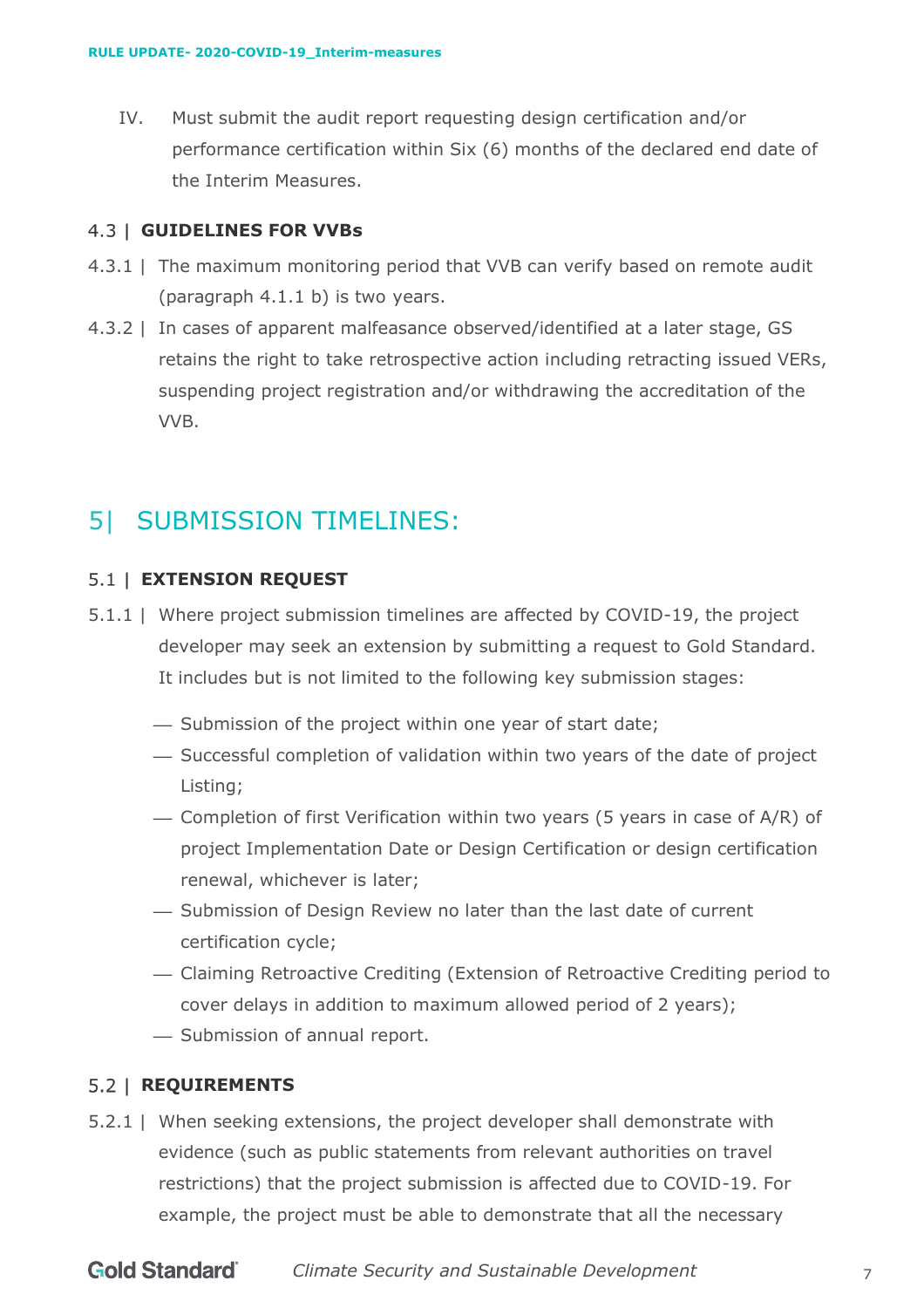IV. Must submit the audit report requesting design certification and/or performance certification within Six (6) months of the declared end date of the Interim Measures.

### 4.3 | GUIDELINES FOR VVBs

4.3.1 | The maximum monitoring period that VVB can verify based on remote audit (paragraph 4.1.1 b) is two years.

4.3.2 | In cases of apparent malfeasance observed/identified at a later stage, GS retains the right to take retrospective action including retracting issued VERs, suspending project registration and/or withdrawing the accreditation of the VVB.

## 5| SUBMISSION TIMELINES:

### 5.1 | EXTENSION REQUEST

5.1.1 | Where project submission timelines are affected by COVID-19, the project developer may seek an extension by submitting a request to Gold Standard. It includes but is not limited to the following key submission stages:

- Submission of the project within one year of start date;
- Successful completion of validation within two years of the date of project Listing;
- Completion of first Verification within two years (5 years in case of A/R) of project Implementation Date or Design Certification or design certification renewal, whichever is later;
- Submission of Design Review no later than the last date of current certification cycle;
- Claiming Retroactive Crediting (Extension of Retroactive Crediting period to cover delays in addition to maximum allowed period of 2 years);
- Submission of annual report.

### 5.2 | REQUIREMENTS

5.2.1 | When seeking extensions, the project developer shall demonstrate with evidence (such as public statements from relevant authorities on travel restrictions) that the project submission is affected due to COVID-19. For example, the project must be able to demonstrate that all the necessary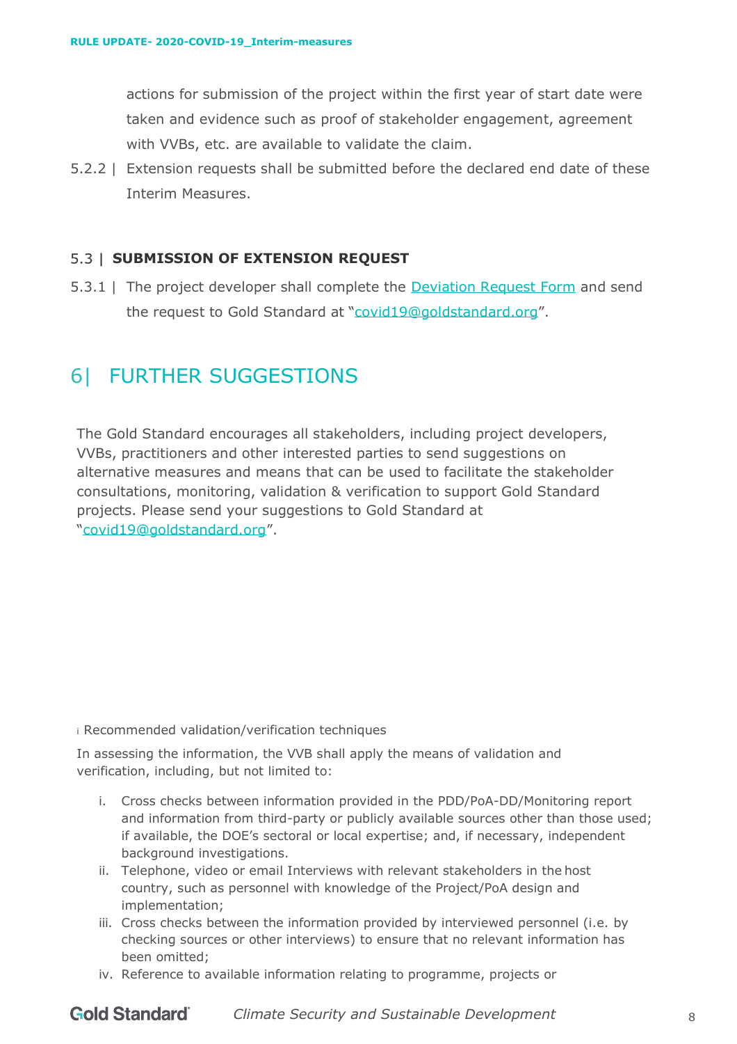actions for submission of the project within the first year of start date were taken and evidence such as proof of stakeholder engagement, agreement with VVBs, etc. are available to validate the claim.

5.2.2 | Extension requests shall be submitted before the declared end date of these Interim Measures.

### 5.3 | SUBMISSION OF EXTENSION REQUEST

5.3.1 | The project developer shall complete the [Deviation Request Form](#) and send the request to Gold Standard at "covid19@goldstandard.org".

## 6| FURTHER SUGGESTIONS

The Gold Standard encourages all stakeholders, including project developers, VVBs, practitioners and other interested parties to send suggestions on alternative measures and means that can be used to facilitate the stakeholder consultations, monitoring, validation & verification to support Gold Standard projects. Please send your suggestions to Gold Standard at "covid19@goldstandard.org".

[i] Recommended validation/verification techniques

In assessing the information, the VVB shall apply the means of validation and verification, including, but not limited to:

i. Cross checks between information provided in the PDD/PoA-DD/Monitoring report and information from third-party or publicly available sources other than those used; if available, the DOE's sectoral or local expertise; and, if necessary, independent background investigations.
ii. Telephone, video or email Interviews with relevant stakeholders in the host country, such as personnel with knowledge of the Project/PoA design and implementation;
iii. Cross checks between the information provided by interviewed personnel (i.e. by checking sources or other interviews) to ensure that no relevant information has been omitted;
iv. Reference to available information relating to programme, projects or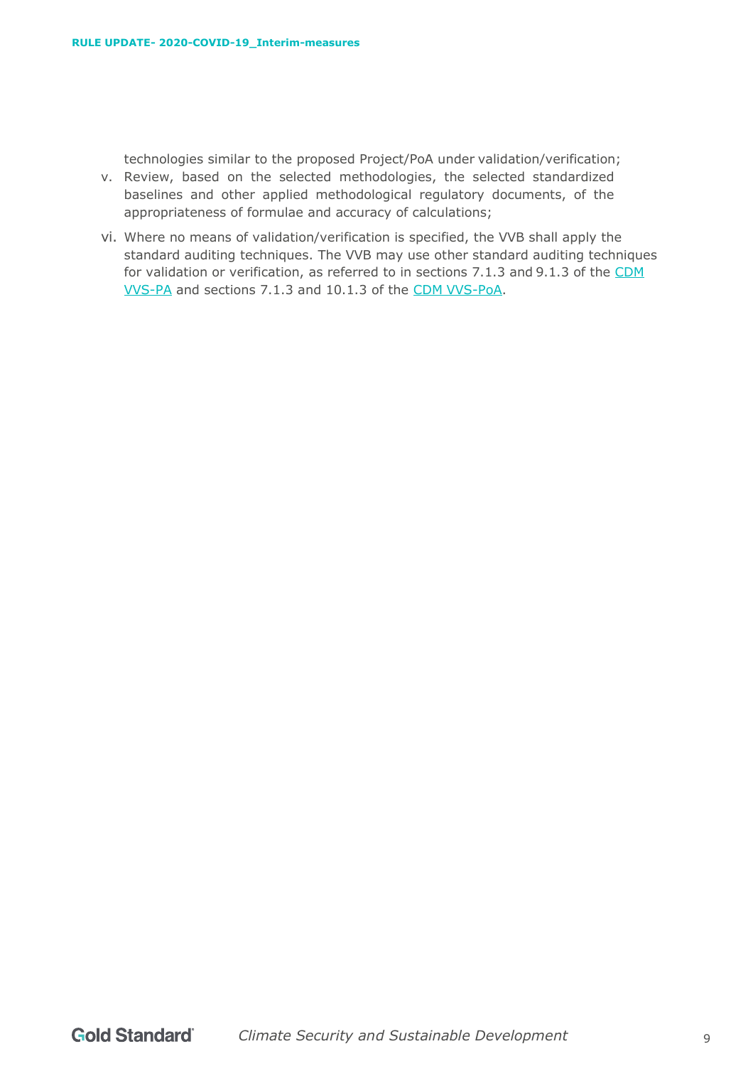technologies similar to the proposed Project/PoA under validation/verification;

v. Review, based on the selected methodologies, the selected standardized baselines and other applied methodological regulatory documents, of the appropriateness of formulae and accuracy of calculations;

vi. Where no means of validation/verification is specified, the VVB shall apply the standard auditing techniques. The VVB may use other standard auditing techniques for validation or verification, as referred to in sections 7.1.3 and 9.1.3 of the CDM VVS-PA and sections 7.1.3 and 10.1.3 of the CDM VVS-PoA.